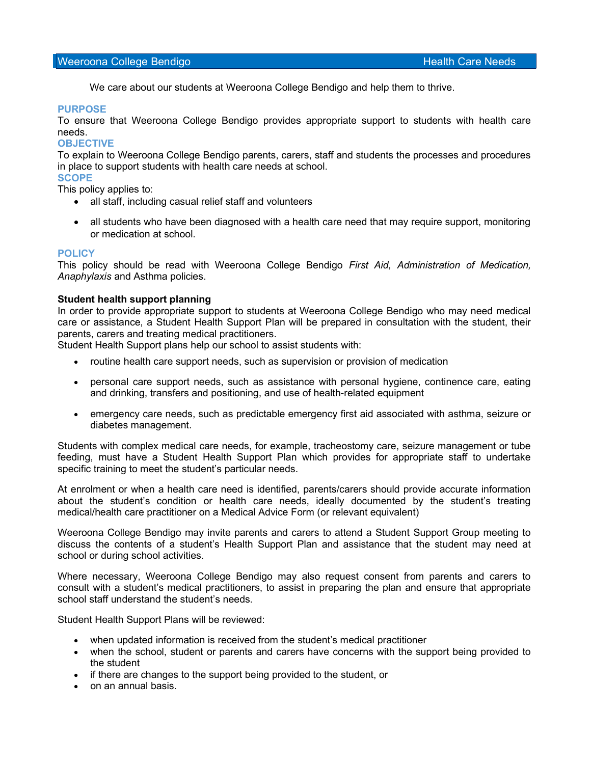Weeroona College Bendigo — Health Care Needs

We care about our students at Weeroona College Bendigo and help them to thrive.

## PURPOSE

To ensure that Weeroona College Bendigo provides appropriate support to students with health care needs.

## OBJECTIVE

To explain to Weeroona College Bendigo parents, carers, staff and students the processes and procedures in place to support students with health care needs at school.

## SCOPE

This policy applies to:

- all staff, including casual relief staff and volunteers
- all students who have been diagnosed with a health care need that may require support, monitoring or medication at school.

## POLICY

This policy should be read with Weeroona College Bendigo *First Aid, Administration of Medication, Anaphylaxis* and Asthma policies.

**Student health support planning**

In order to provide appropriate support to students at Weeroona College Bendigo who may need medical care or assistance, a Student Health Support Plan will be prepared in consultation with the student, their parents, carers and treating medical practitioners.

Student Health Support plans help our school to assist students with:

- routine health care support needs, such as supervision or provision of medication
- personal care support needs, such as assistance with personal hygiene, continence care, eating and drinking, transfers and positioning, and use of health-related equipment
- emergency care needs, such as predictable emergency first aid associated with asthma, seizure or diabetes management.

Students with complex medical care needs, for example, tracheostomy care, seizure management or tube feeding, must have a Student Health Support Plan which provides for appropriate staff to undertake specific training to meet the student's particular needs.

At enrolment or when a health care need is identified, parents/carers should provide accurate information about the student's condition or health care needs, ideally documented by the student's treating medical/health care practitioner on a Medical Advice Form (or relevant equivalent)

Weeroona College Bendigo may invite parents and carers to attend a Student Support Group meeting to discuss the contents of a student's Health Support Plan and assistance that the student may need at school or during school activities.

Where necessary, Weeroona College Bendigo may also request consent from parents and carers to consult with a student's medical practitioners, to assist in preparing the plan and ensure that appropriate school staff understand the student's needs.

Student Health Support Plans will be reviewed:

- when updated information is received from the student's medical practitioner
- when the school, student or parents and carers have concerns with the support being provided to the student
- if there are changes to the support being provided to the student, or
- on an annual basis.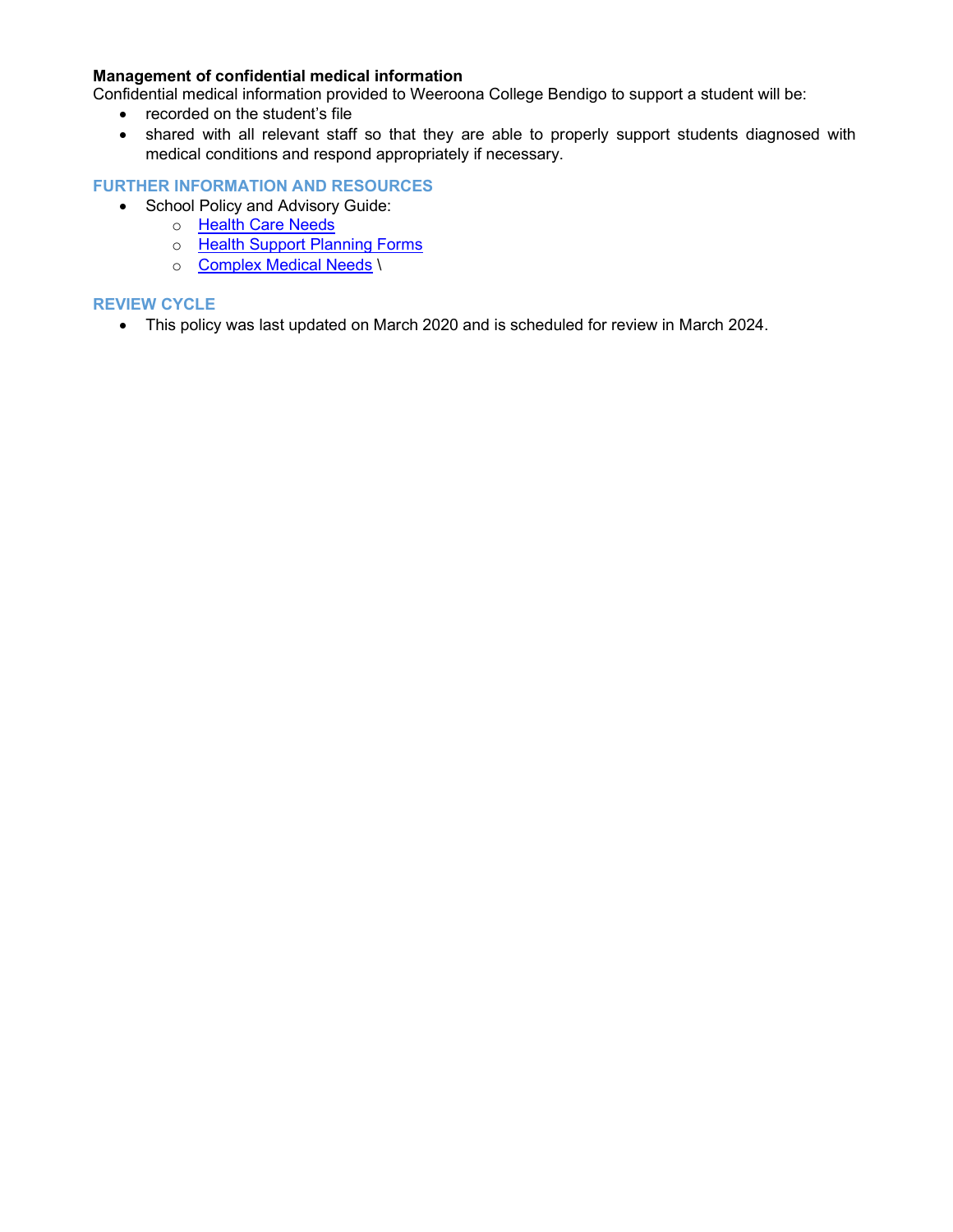**Management of confidential medical information**
Confidential medical information provided to Weeroona College Bendigo to support a student will be:

- recorded on the student's file
- shared with all relevant staff so that they are able to properly support students diagnosed with medical conditions and respond appropriately if necessary.

## FURTHER INFORMATION AND RESOURCES

- School Policy and Advisory Guide:
  - Health Care Needs
  - Health Support Planning Forms
  - Complex Medical Needs \

## REVIEW CYCLE

- This policy was last updated on March 2020 and is scheduled for review in March 2024.